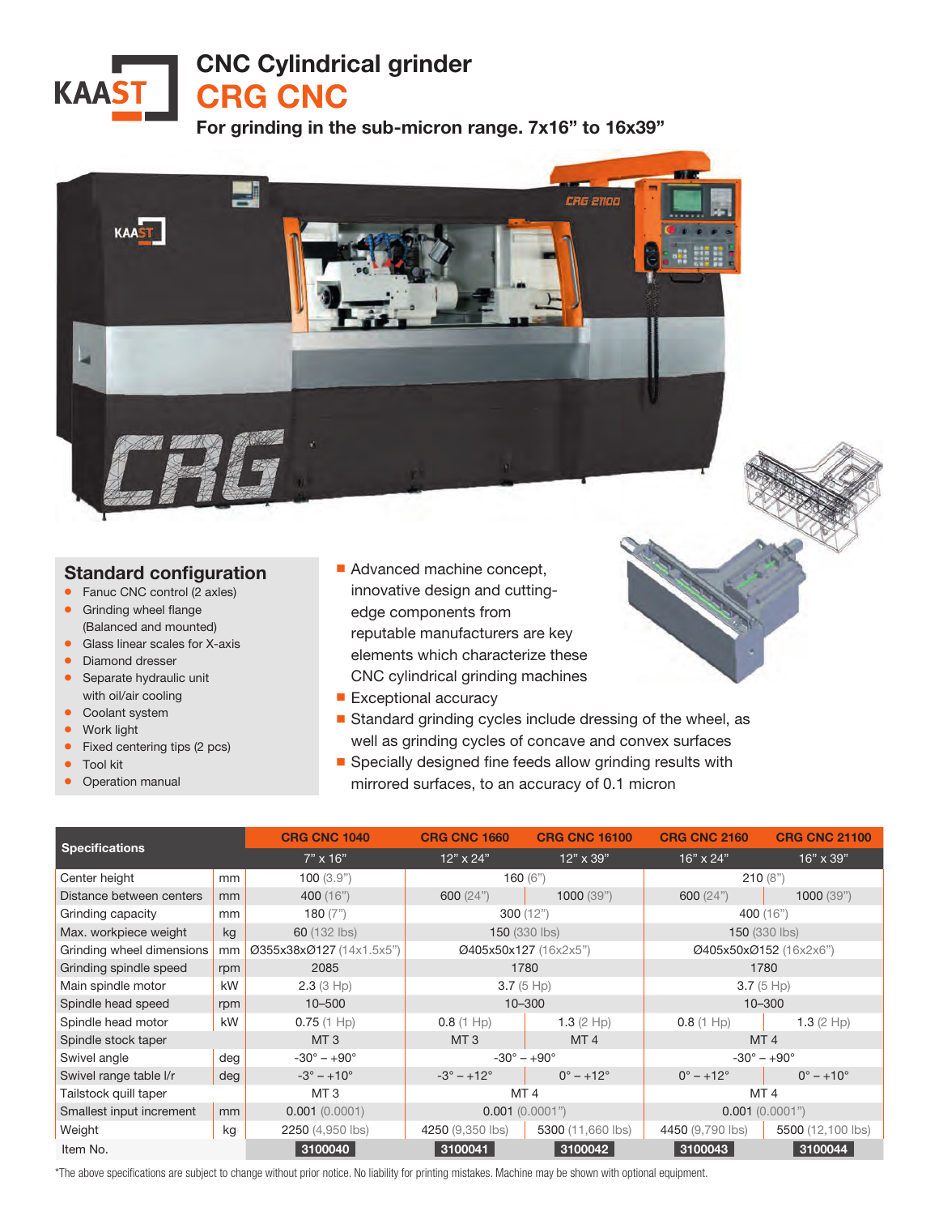# CNC Cylindrical grinder

# CRG CNC

**For grinding in the sub-micron range. 7x16" to 16x39"**

## Standard configuration

- Fanuc CNC control (2 axles)
- Grinding wheel flange (Balanced and mounted)
- Glass linear scales for X-axis
- Diamond dresser
- Separate hydraulic unit with oil/air cooling
- Coolant system
- Work light
- Fixed centering tips (2 pcs)
- Tool kit
- Operation manual

- Advanced machine concept, innovative design and cutting-edge components from reputable manufacturers are key elements which characterize these CNC cylindrical grinding machines
- Exceptional accuracy
- Standard grinding cycles include dressing of the wheel, as well as grinding cycles of concave and convex surfaces
- Specially designed fine feeds allow grinding results with mirrored surfaces, to an accuracy of 0.1 micron

| Specifications | | CRG CNC 1040 | CRG CNC 1660 | CRG CNC 16100 | CRG CNC 2160 | CRG CNC 21100 |
|---|---|---|---|---|---|---|
| | | 7" x 16" | 12" x 24" | 12" x 39" | 16" x 24" | 16" x 39" |
| Center height | mm | 100 (3.9") | 160 (6") | | 210 (8") | |
| Distance between centers | mm | 400 (16") | 600 (24") | 1000 (39") | 600 (24") | 1000 (39") |
| Grinding capacity | mm | 180 (7") | 300 (12") | | 400 (16") | |
| Max. workpiece weight | kg | 60 (132 lbs) | 150 (330 lbs) | | 150 (330 lbs) | |
| Grinding wheel dimensions | mm | Ø355x38xØ127 (14x1.5x5") | Ø405x50x127 (16x2x5") | | Ø405x50xØ152 (16x2x6") | |
| Grinding spindle speed | rpm | 2085 | 1780 | | 1780 | |
| Main spindle motor | kW | 2.3 (3 Hp) | 3.7 (5 Hp) | | 3.7 (5 Hp) | |
| Spindle head speed | rpm | 10–500 | 10–300 | | 10–300 | |
| Spindle head motor | kW | 0.75 (1 Hp) | 0.8 (1 Hp) | 1.3 (2 Hp) | 0.8 (1 Hp) | 1.3 (2 Hp) |
| Spindle stock taper | | MT 3 | MT 3 | MT 4 | MT 4 | |
| Swivel angle | deg | -30° – +90° | -30° – +90° | | -30° – +90° | |
| Swivel range table l/r | deg | -3° – +10° | -3° – +12° | 0° – +12° | 0° – +12° | 0° – +10° |
| Tailstock quill taper | | MT 3 | MT 4 | | MT 4 | |
| Smallest input increment | mm | 0.001 (0.0001) | 0.001 (0.0001") | | 0.001 (0.0001") | |
| Weight | kg | 2250 (4,950 lbs) | 4250 (9,350 lbs) | 5300 (11,660 lbs) | 4450 (9,790 lbs) | 5500 (12,100 lbs) |
| Item No. | | 3100040 | 3100041 | 3100042 | 3100043 | 3100044 |

*The above specifications are subject to change without prior notice. No liability for printing mistakes. Machine may be shown with optional equipment.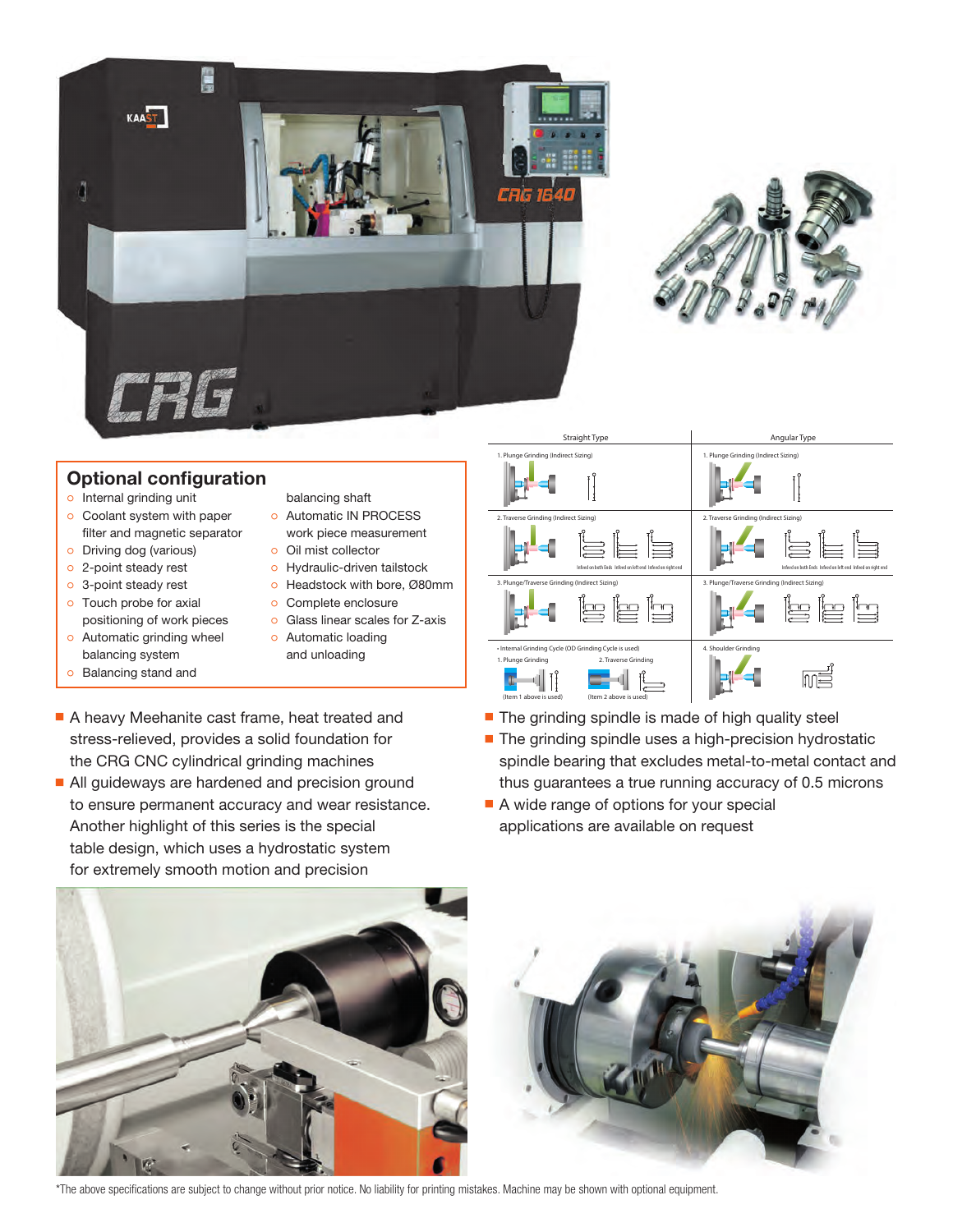## Optional configuration

- Internal grinding unit
- Coolant system with paper filter and magnetic separator
- Driving dog (various)
- 2-point steady rest
- 3-point steady rest
- Touch probe for axial positioning of work pieces
- Automatic grinding wheel balancing system
- Balancing stand and balancing shaft
- Automatic IN PROCESS work piece measurement
- Oil mist collector
- Hydraulic-driven tailstock
- Headstock with bore, Ø80mm
- Complete enclosure
- Glass linear scales for Z-axis
- Automatic loading and unloading

| Straight Type | Angular Type |
|---|---|
| 1. Plunge Grinding (Indirect Sizing) | 1. Plunge Grinding (Indirect Sizing) |
| 2. Traverse Grinding (Indirect Sizing) — Infeed on both Ends / Infeed on left end / Infeed on right end | 2. Traverse Grinding (Indirect Sizing) — Infeed on both Ends / Infeed on left end / Infeed on right end |
| 3. Plunge/Traverse Grinding (Indirect Sizing) | 3. Plunge/Traverse Grinding (Indirect Sizing) |
| • Internal Grinding Cycle (OD Grinding Cycle is used) — 1. Plunge Grinding (Item 1 above is used); 2. Traverse Grinding (Item 2 above is used) | 4. Shoulder Grinding |

- A heavy Meehanite cast frame, heat treated and stress-relieved, provides a solid foundation for the CRG CNC cylindrical grinding machines
- All guideways are hardened and precision ground to ensure permanent accuracy and wear resistance. Another highlight of this series is the special table design, which uses a hydrostatic system for extremely smooth motion and precision
- The grinding spindle is made of high quality steel
- The grinding spindle uses a high-precision hydrostatic spindle bearing that excludes metal-to-metal contact and thus guarantees a true running accuracy of 0.5 microns
- A wide range of options for your special applications are available on request

*The above specifications are subject to change without prior notice. No liability for printing mistakes. Machine may be shown with optional equipment.